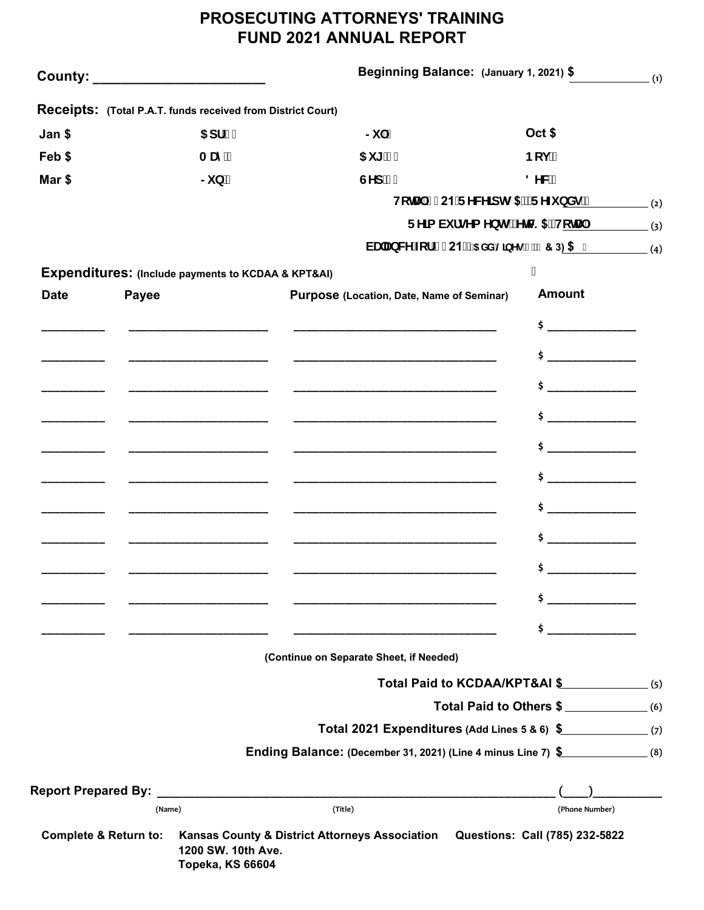# PROSECUTING ATTORNEYS' TRAINING FUND 2021 ANNUAL REPORT

**County:** _______________________ **Beginning Balance:** (January 1, 2021) $ ______________ (1)

**Receipts:** (Total P.A.T. funds received from District Court)

| | | | |
|---|---|---|---|
| Jan $ | $SUL | -XO | Oct $ |
| Feb $ | 0DA | $XJ | 1RY |
| Mar $ | -XQ | 6HS | 'HF |

7RWDO 21 5HFHLSW $ 5HIXQGV ______________ (2)

5HLP EXUVHP HQW HW. $ 7RWDO ______________ (3)

EDODQFHIRU 21 $GG/LQHV & 3) $ ______________ (4)

**Expenditures:** (Include payments to KCDAA & KPT&AI)

| Date | Payee | Purpose (Location, Date, Name of Seminar) | Amount |
|---|---|---|---|
| | | | $ |
| | | | $ |
| | | | $ |
| | | | $ |
| | | | $ |
| | | | $ |
| | | | $ |
| | | | $ |
| | | | $ |
| | | | $ |
| | | | $ |

(Continue on Separate Sheet, if Needed)

**Total Paid to KCDAA/KPT&AI $** ______________ (5)

**Total Paid to Others $** ______________ (6)

**Total 2021 Expenditures** (Add Lines 5 & 6) **$** ______________ (7)

**Ending Balance:** (December 31, 2021) (Line 4 minus Line 7) **$** ______________ (8)

**Report Prepared By:** ___________________________________________ (___)__________

(Name) (Title) (Phone Number)

**Complete & Return to:** **Kansas County & District Attorneys Association**
**1200 SW. 10th Ave.**
**Topeka, KS 66604**

**Questions: Call (785) 232-5822**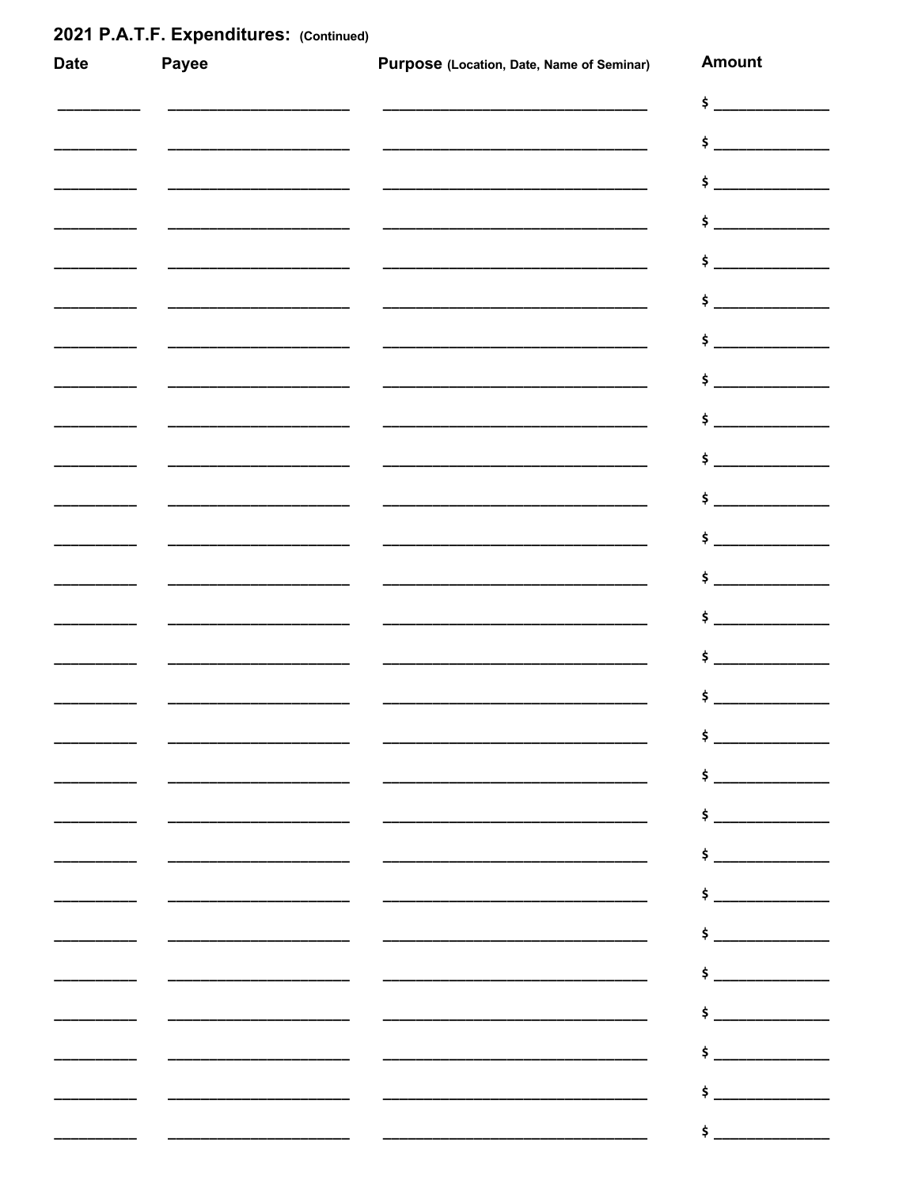## 2021 P.A.T.F. Expenditures: (Continued)

| Date | Payee | Purpose (Location, Date, Name of Seminar) | Amount |
|---|---|---|---|
| | | | $ |
| | | | $ |
| | | | $ |
| | | | $ |
| | | | $ |
| | | | $ |
| | | | $ |
| | | | $ |
| | | | $ |
| | | | $ |
| | | | $ |
| | | | $ |
| | | | $ |
| | | | $ |
| | | | $ |
| | | | $ |
| | | | $ |
| | | | $ |
| | | | $ |
| | | | $ |
| | | | $ |
| | | | $ |
| | | | $ |
| | | | $ |
| | | | $ |
| | | | $ |
| | | | $ |